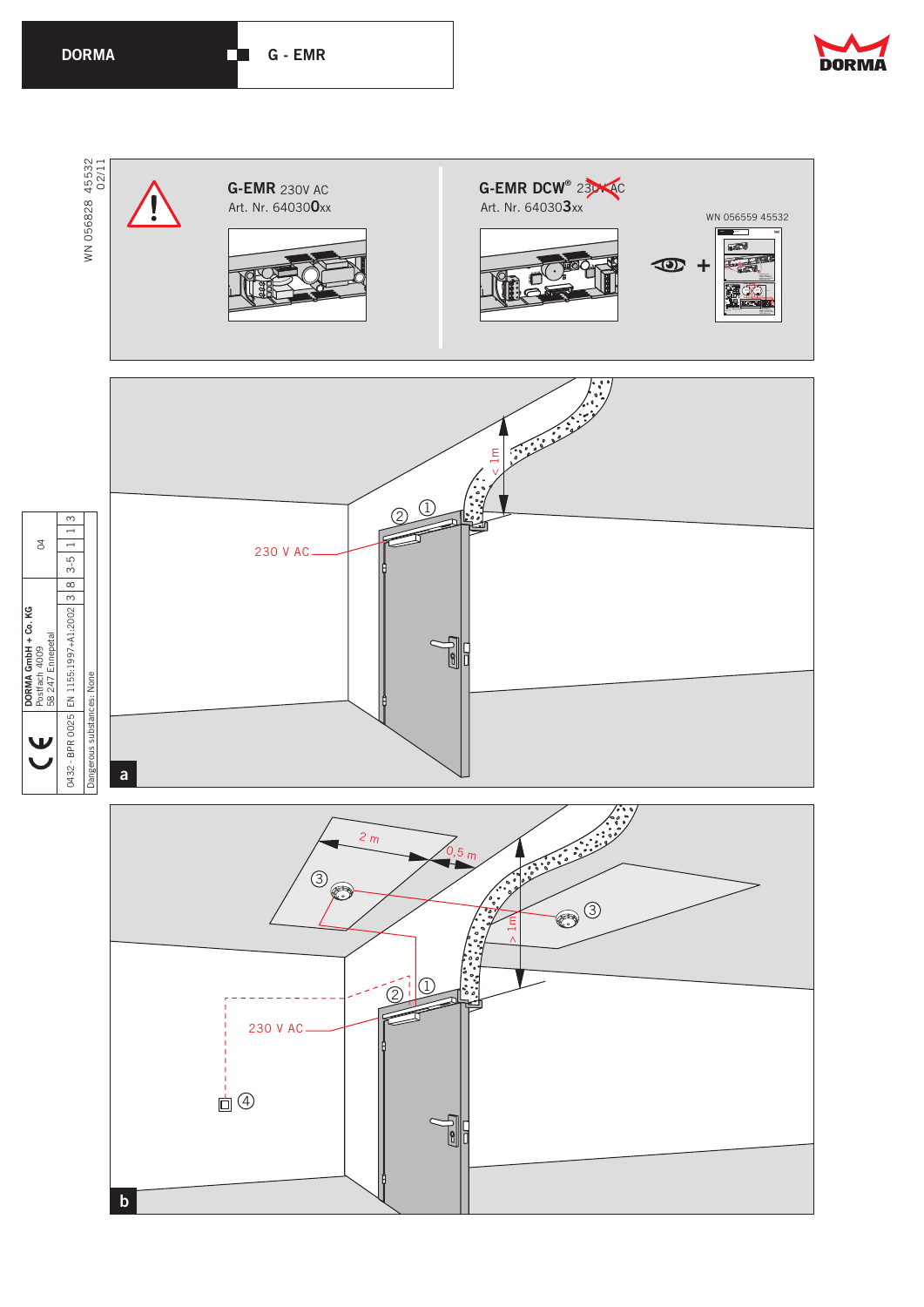DORMA | G - EMR

WN 056828 45532
02/11

**G-EMR** 230V AC
Art. Nr. 640300xx

**G-EMR DCW®** ~~230V AC~~
Art. Nr. 640303xx

WN 056559 45532

| 04 | | | | |
|---|---|---|---|---|
| CE | DORMA GmbH + Co. KG<br>Postfach 4009<br>58 247 Ennepetal | 3 8 | 3-5 | 1 1 3 |
| 0432 - BPR 0025 | EN 1155:1997+A1:2002 | | | |
| Dangerous substances: None | | | | |

a

230 V AC

< 1m

① ②

b

2 m

0,5 m

> 1m

230 V AC

① ② ③ ④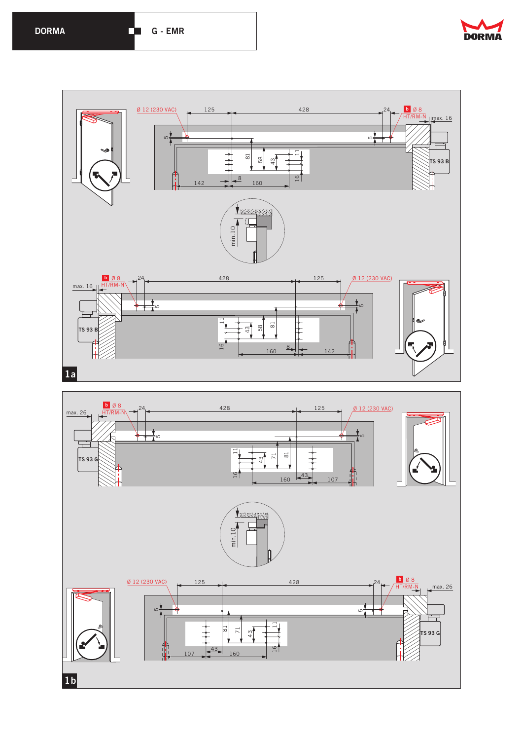DORMA G - EMR

Ø 12 (230 VAC) 125 428 24 b Ø 8 HT/RM-N max. 16

5 5 81 58 43 11 16

TS 93 B

142 8 160

min.10

b Ø 8 HT/RM-N max. 16 24 428 125 Ø 12 (230 VAC)

5 5 11 43 58 81 16

TS 93 B

160 8 142

1a

max. 26 b Ø 8 HT/RM-N 24 428 125 Ø 12 (230 VAC)

5 5 11 43 71 81 16

TS 93 G

160 43 107

min.10

Ø 12 (230 VAC) 125 428 24 b Ø 8 HT/RM-N max. 26

5 5 81 71 43 11 16

TS 93 G

107 43 160

1b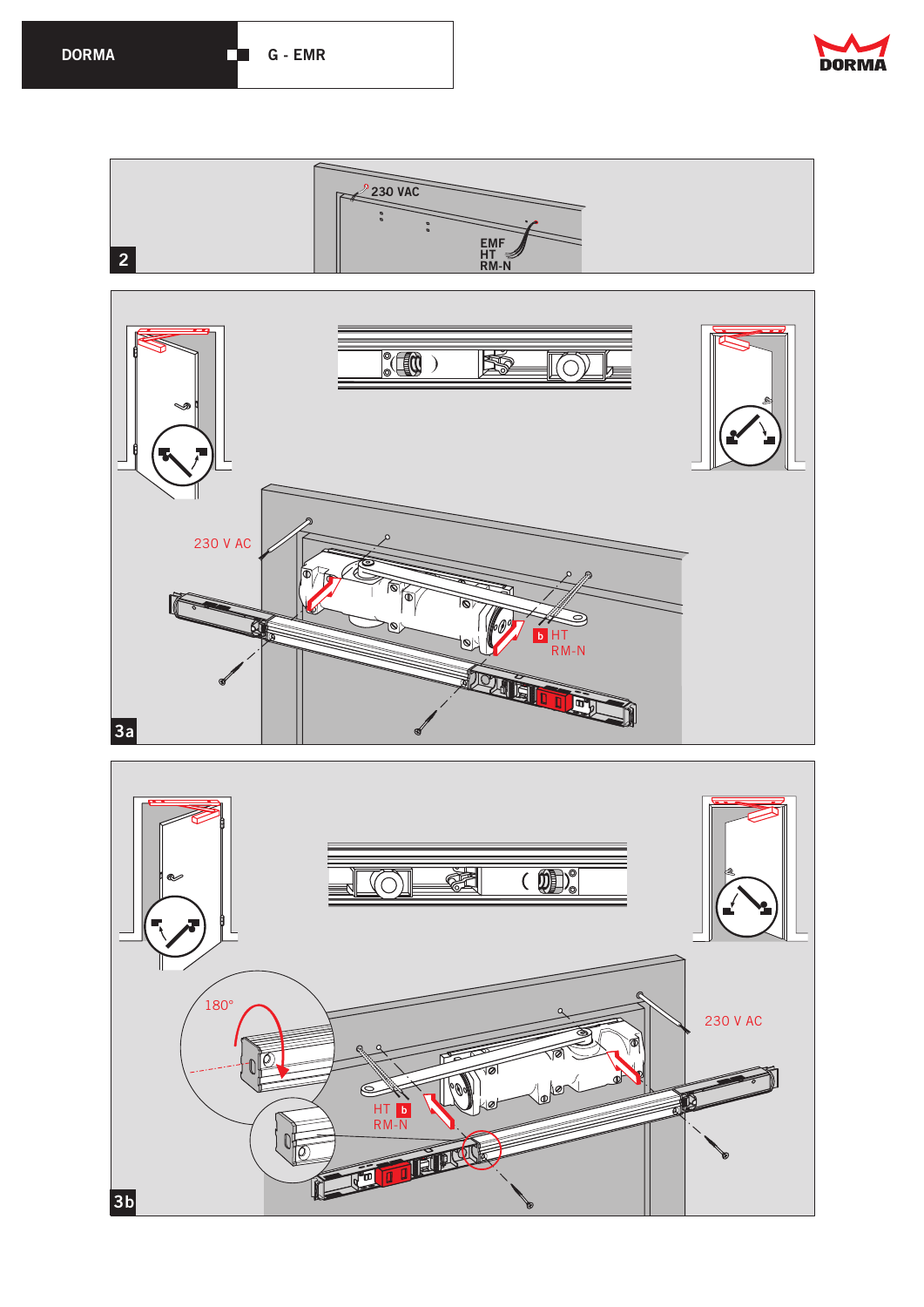2

230 VAC

EMF
HT
RM-N

3a

230 V AC

b HT
RM-N

3b

180°

230 V AC

HT b
RM-N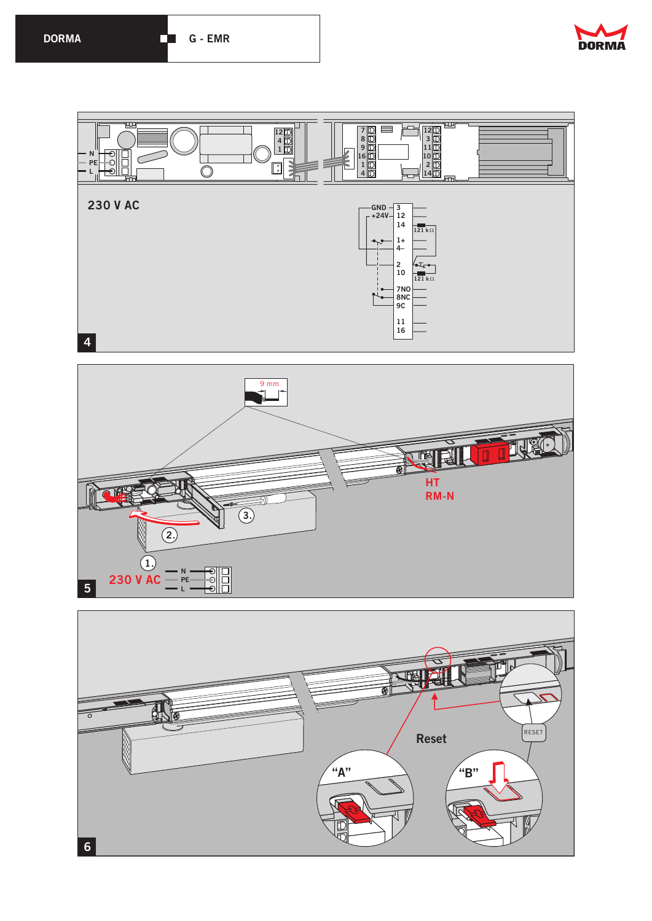4

230 V AC

GND 3
+24V 12
14
121 kΩ
1+
4−
2
10
121 kΩ
7NO
8NC
9C
11
16

5

9 mm

HT
RM-N

1.
2.
3.

230 V AC
N
PE
L

6

Reset
RESET
"A"
"B"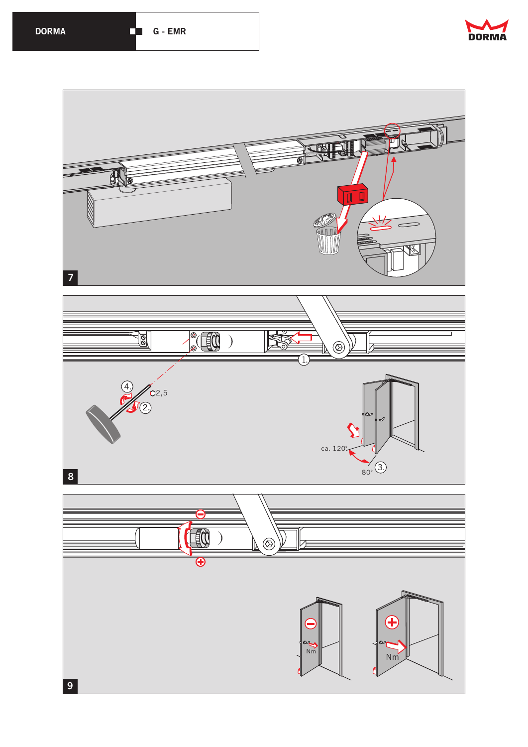7

8

1.

4.

2,5

2.

ca. 120°

80°

3.

9

Nm

Nm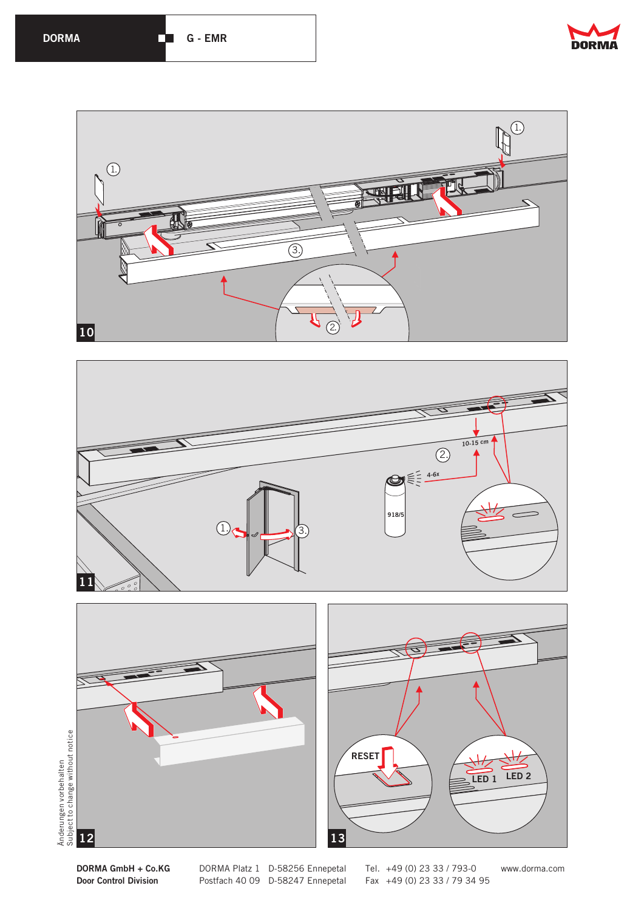10

1.

2.

3.

11

1.

2.

3.

4-6x

918/5

10-15 cm

12

13

RESET

LED 1

LED 2

Änderungen vorbehalten
Subject to change without notice

**DORMA GmbH + Co.KG**
**Door Control Division**

DORMA Platz 1 D-58256 Ennepetal
Postfach 40 09 D-58247 Ennepetal

Tel. +49 (0) 23 33 / 793-0
Fax +49 (0) 23 33 / 79 34 95

www.dorma.com